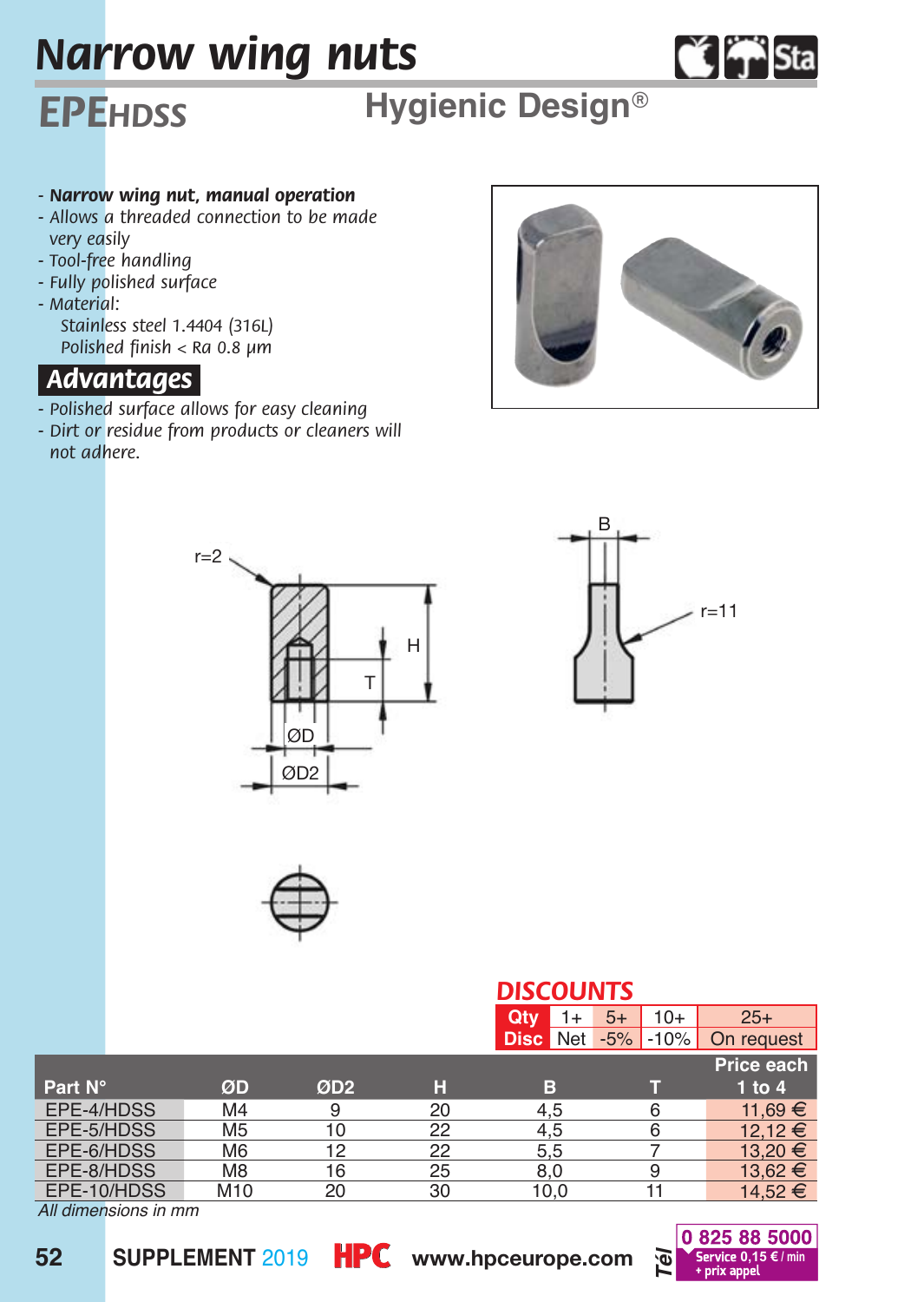# Narrow wing nuts

## EPEHDSS

### Hygienic Design®

- **Narrow wing nut, manual operation**
- Allows a threaded connection to be made very easily
- Tool-free handling
- Fully polished surface
- Material:
  Stainless steel 1.4404 (316L)
  Polished finish < Ra 0.8 µm

## Advantages

- Polished surface allows for easy cleaning
- Dirt or residue from products or cleaners will not adhere.

## DISCOUNTS

| Qty | 1+ | 5+ | 10+ | 25+ |
|---|---|---|---|---|
| Disc | Net | -5% | -10% | On request |

| Part N° | ØD | ØD2 | H | B | T | Price each 1 to 4 |
|---|---|---|---|---|---|---|
| EPE-4/HDSS | M4 | 9 | 20 | 4,5 | 6 | 11,69 € |
| EPE-5/HDSS | M5 | 10 | 22 | 4,5 | 6 | 12,12 € |
| EPE-6/HDSS | M6 | 12 | 22 | 5,5 | 7 | 13,20 € |
| EPE-8/HDSS | M8 | 16 | 25 | 8,0 | 9 | 13,62 € |
| EPE-10/HDSS | M10 | 20 | 30 | 10,0 | 11 | 14,52 € |

*All dimensions in mm*

SUPPLEMENT 2019 HPC www.hpceurope.com Tél 0 825 88 5000 Service 0,15 € / min + prix appel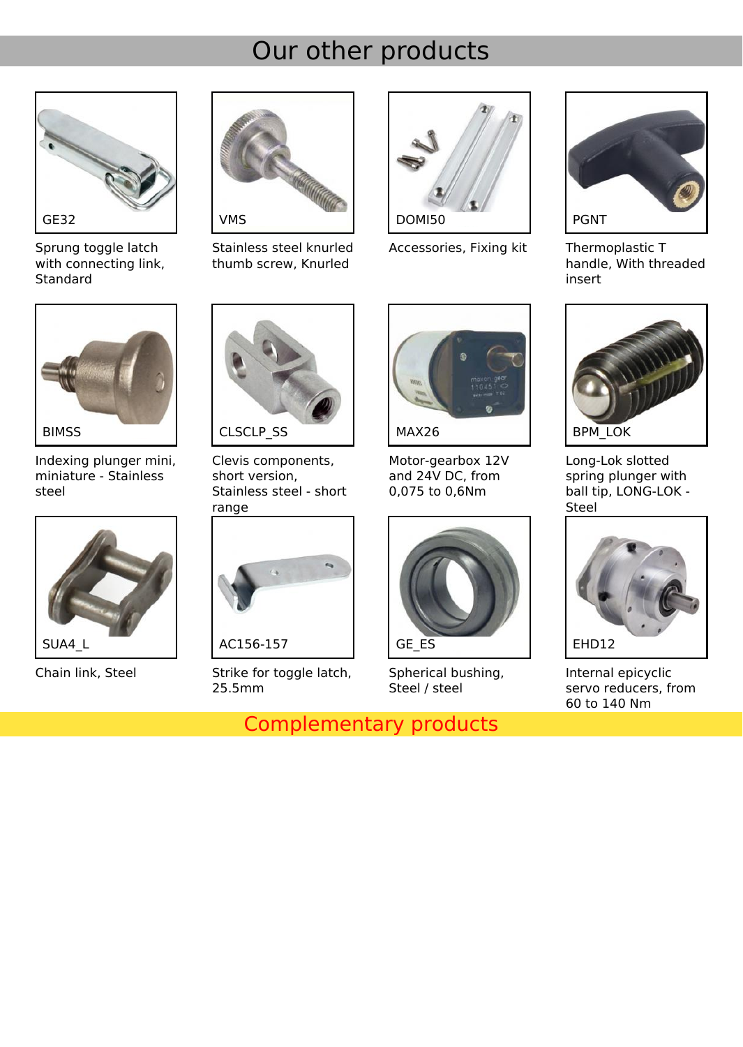# Our other products

GE32

Sprung toggle latch with connecting link, Standard

VMS

Stainless steel knurled thumb screw, Knurled

DOMI50

Accessories, Fixing kit

PGNT

Thermoplastic T handle, With threaded insert

BIMSS

Indexing plunger mini, miniature - Stainless steel

CLSCLP_SS

Clevis components, short version, Stainless steel - short range

MAX26

Motor-gearbox 12V and 24V DC, from 0,075 to 0,6Nm

BPM_LOK

Long-Lok slotted spring plunger with ball tip, LONG-LOK - Steel

SUA4_L

Chain link, Steel

AC156-157

Strike for toggle latch, 25.5mm

GE_ES

Spherical bushing, Steel / steel

EHD12

Internal epicyclic servo reducers, from 60 to 140 Nm

## Complementary products